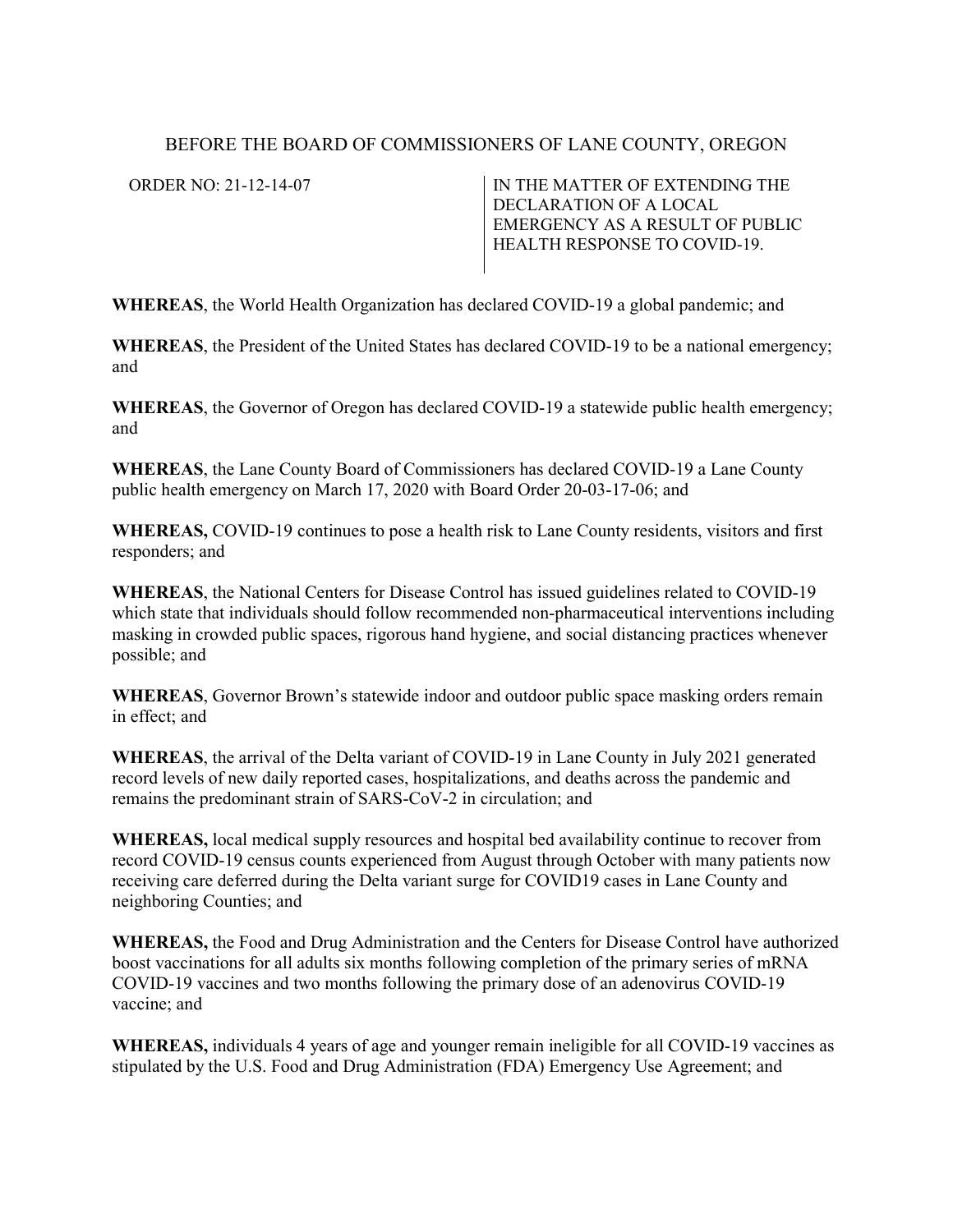BEFORE THE BOARD OF COMMISSIONERS OF LANE COUNTY, OREGON

ORDER NO: 21-12-14-07

IN THE MATTER OF EXTENDING THE DECLARATION OF A LOCAL EMERGENCY AS A RESULT OF PUBLIC HEALTH RESPONSE TO COVID-19.

**WHEREAS**, the World Health Organization has declared COVID-19 a global pandemic; and

**WHEREAS**, the President of the United States has declared COVID-19 to be a national emergency; and

**WHEREAS**, the Governor of Oregon has declared COVID-19 a statewide public health emergency; and

**WHEREAS**, the Lane County Board of Commissioners has declared COVID-19 a Lane County public health emergency on March 17, 2020 with Board Order 20-03-17-06; and

**WHEREAS,** COVID-19 continues to pose a health risk to Lane County residents, visitors and first responders; and

**WHEREAS**, the National Centers for Disease Control has issued guidelines related to COVID-19 which state that individuals should follow recommended non-pharmaceutical interventions including masking in crowded public spaces, rigorous hand hygiene, and social distancing practices whenever possible; and

**WHEREAS**, Governor Brown's statewide indoor and outdoor public space masking orders remain in effect; and

**WHEREAS**, the arrival of the Delta variant of COVID-19 in Lane County in July 2021 generated record levels of new daily reported cases, hospitalizations, and deaths across the pandemic and remains the predominant strain of SARS-CoV-2 in circulation; and

**WHEREAS,** local medical supply resources and hospital bed availability continue to recover from record COVID-19 census counts experienced from August through October with many patients now receiving care deferred during the Delta variant surge for COVID19 cases in Lane County and neighboring Counties; and

**WHEREAS,** the Food and Drug Administration and the Centers for Disease Control have authorized boost vaccinations for all adults six months following completion of the primary series of mRNA COVID-19 vaccines and two months following the primary dose of an adenovirus COVID-19 vaccine; and

**WHEREAS,** individuals 4 years of age and younger remain ineligible for all COVID-19 vaccines as stipulated by the U.S. Food and Drug Administration (FDA) Emergency Use Agreement; and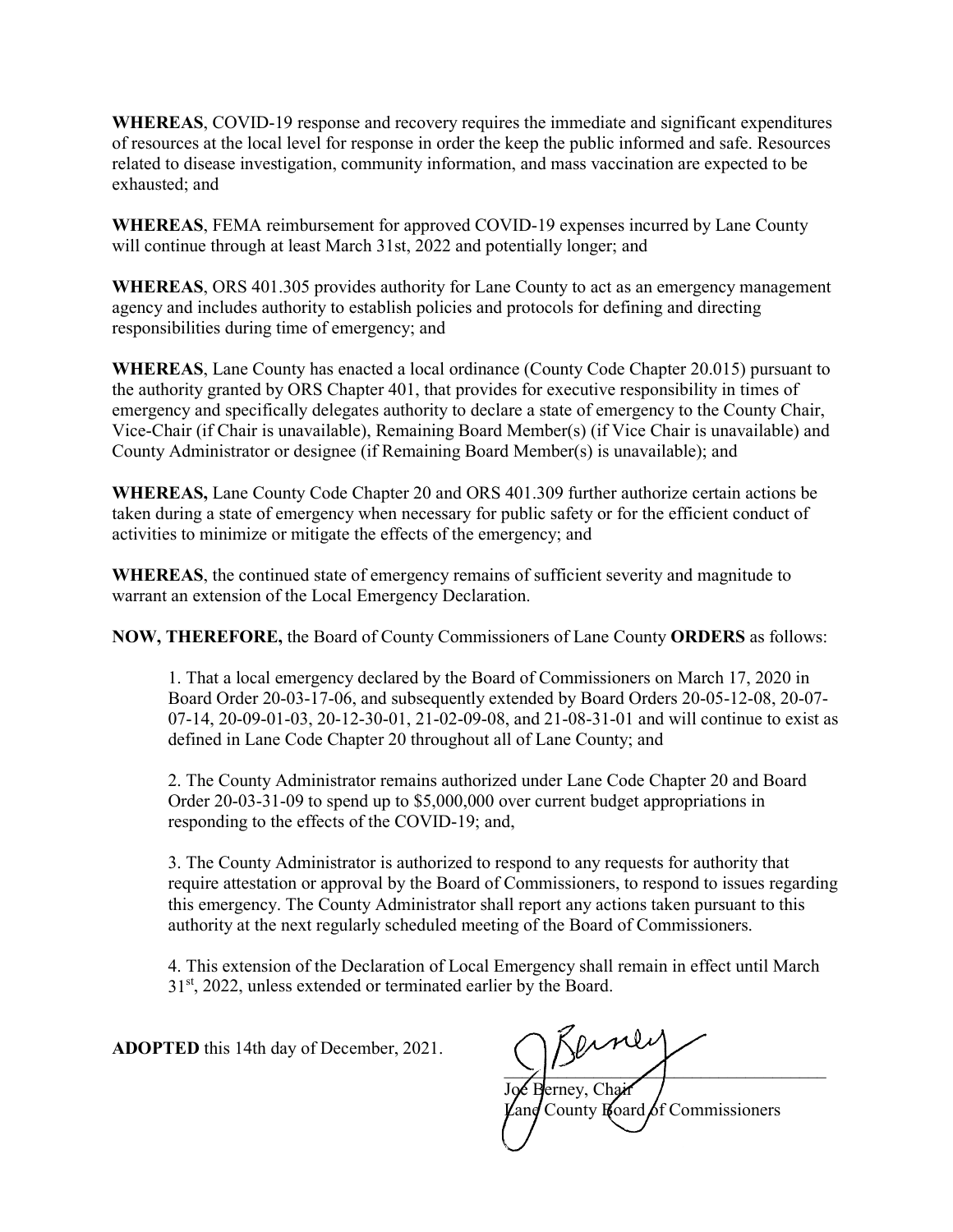**WHEREAS**, COVID-19 response and recovery requires the immediate and significant expenditures of resources at the local level for response in order the keep the public informed and safe. Resources related to disease investigation, community information, and mass vaccination are expected to be exhausted; and

**WHEREAS**, FEMA reimbursement for approved COVID-19 expenses incurred by Lane County will continue through at least March 31st, 2022 and potentially longer; and

**WHEREAS**, ORS 401.305 provides authority for Lane County to act as an emergency management agency and includes authority to establish policies and protocols for defining and directing responsibilities during time of emergency; and

**WHEREAS**, Lane County has enacted a local ordinance (County Code Chapter 20.015) pursuant to the authority granted by ORS Chapter 401, that provides for executive responsibility in times of emergency and specifically delegates authority to declare a state of emergency to the County Chair, Vice-Chair (if Chair is unavailable), Remaining Board Member(s) (if Vice Chair is unavailable) and County Administrator or designee (if Remaining Board Member(s) is unavailable); and

**WHEREAS,** Lane County Code Chapter 20 and ORS 401.309 further authorize certain actions be taken during a state of emergency when necessary for public safety or for the efficient conduct of activities to minimize or mitigate the effects of the emergency; and

**WHEREAS**, the continued state of emergency remains of sufficient severity and magnitude to warrant an extension of the Local Emergency Declaration.

**NOW, THEREFORE,** the Board of County Commissioners of Lane County **ORDERS** as follows:

1. That a local emergency declared by the Board of Commissioners on March 17, 2020 in Board Order 20-03-17-06, and subsequently extended by Board Orders 20-05-12-08, 20-07-07-14, 20-09-01-03, 20-12-30-01, 21-02-09-08, and 21-08-31-01 and will continue to exist as defined in Lane Code Chapter 20 throughout all of Lane County; and

2. The County Administrator remains authorized under Lane Code Chapter 20 and Board Order 20-03-31-09 to spend up to $5,000,000 over current budget appropriations in responding to the effects of the COVID-19; and,

3. The County Administrator is authorized to respond to any requests for authority that require attestation or approval by the Board of Commissioners, to respond to issues regarding this emergency. The County Administrator shall report any actions taken pursuant to this authority at the next regularly scheduled meeting of the Board of Commissioners.

4. This extension of the Declaration of Local Emergency shall remain in effect until March 31st, 2022, unless extended or terminated earlier by the Board.

**ADOPTED** this 14th day of December, 2021.

Joe Berney, Chair
Lane County Board of Commissioners